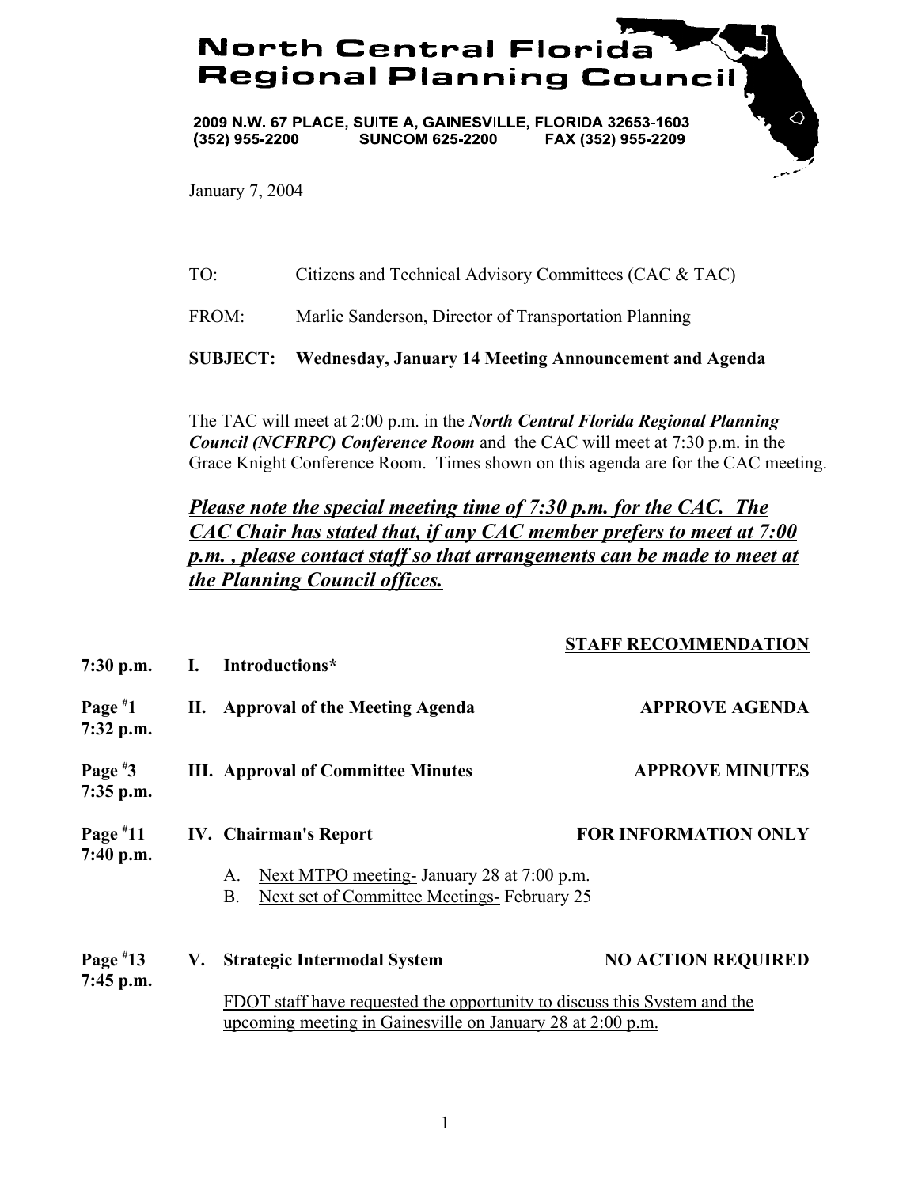# North Central Florida Regional Planning Council

**2009 N.W. 67 PLACE, SUITE A, GAINESVILLE, FLORIDA 32653-1603**
**(352) 955-2200 SUNCOM 625-2200 FAX (352) 955-2209**

January 7, 2004

TO: Citizens and Technical Advisory Committees (CAC & TAC)

FROM: Marlie Sanderson, Director of Transportation Planning

**SUBJECT: Wednesday, January 14 Meeting Announcement and Agenda**

The TAC will meet at 2:00 p.m. in the ***North Central Florida Regional Planning Council (NCFRPC) Conference Room*** and the CAC will meet at 7:30 p.m. in the Grace Knight Conference Room. Times shown on this agenda are for the CAC meeting.

***Please note the special meeting time of 7:30 p.m. for the CAC. The CAC Chair has stated that, if any CAC member prefers to meet at 7:00 p.m. , please contact staff so that arrangements can be made to meet at the Planning Council offices.***

| | | STAFF RECOMMENDATION |
|---|---|---|
| **7:30 p.m.** | **I. Introductions*** | |
| **Page #1**<br>**7:32 p.m.** | **II. Approval of the Meeting Agenda** | **APPROVE AGENDA** |
| **Page #3**<br>**7:35 p.m.** | **III. Approval of Committee Minutes** | **APPROVE MINUTES** |
| **Page #11**<br>**7:40 p.m.** | **IV. Chairman's Report** | **FOR INFORMATION ONLY** |

A. Next MTPO meeting- January 28 at 7:00 p.m.
B. Next set of Committee Meetings- February 25

| | | |
|---|---|---|
| **Page #13**<br>**7:45 p.m.** | **V. Strategic Intermodal System** | **NO ACTION REQUIRED** |

FDOT staff have requested the opportunity to discuss this System and the upcoming meeting in Gainesville on January 28 at 2:00 p.m.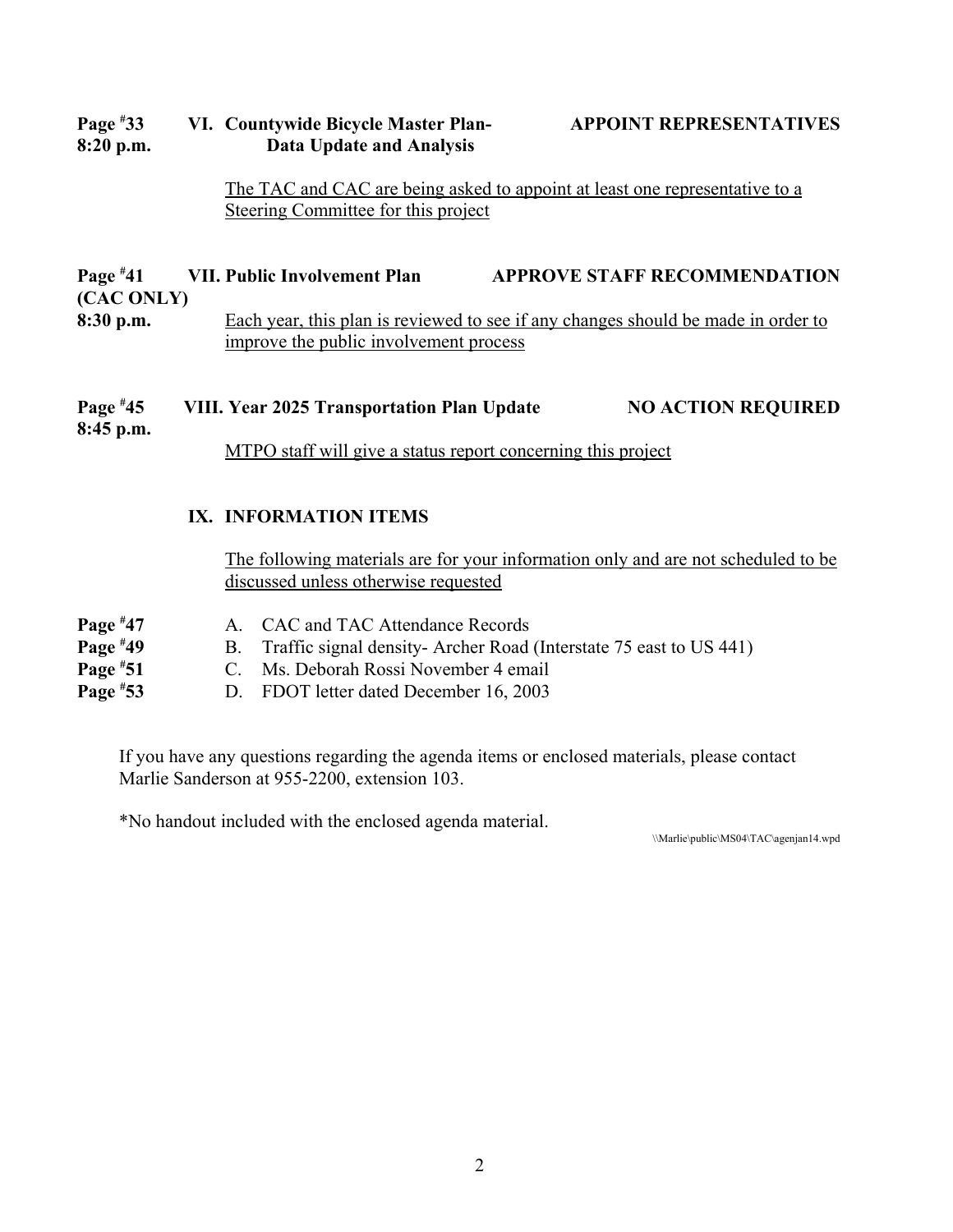**Page #33** **8:20 p.m.** **VI. Countywide Bicycle Master Plan- Data Update and Analysis** **APPOINT REPRESENTATIVES**

The TAC and CAC are being asked to appoint at least one representative to a Steering Committee for this project

**Page #41** **(CAC ONLY)** **8:30 p.m.** **VII. Public Involvement Plan** **APPROVE STAFF RECOMMENDATION**

Each year, this plan is reviewed to see if any changes should be made in order to improve the public involvement process

**Page #45** **8:45 p.m.** **VIII. Year 2025 Transportation Plan Update** **NO ACTION REQUIRED**

MTPO staff will give a status report concerning this project

**IX. INFORMATION ITEMS**

The following materials are for your information only and are not scheduled to be discussed unless otherwise requested

**Page #47** A. CAC and TAC Attendance Records
**Page #49** B. Traffic signal density- Archer Road (Interstate 75 east to US 441)
**Page #51** C. Ms. Deborah Rossi November 4 email
**Page #53** D. FDOT letter dated December 16, 2003

If you have any questions regarding the agenda items or enclosed materials, please contact Marlie Sanderson at 955-2200, extension 103.

*No handout included with the enclosed agenda material.

\\Marlie\public\MS04\TAC\agenjan14.wpd